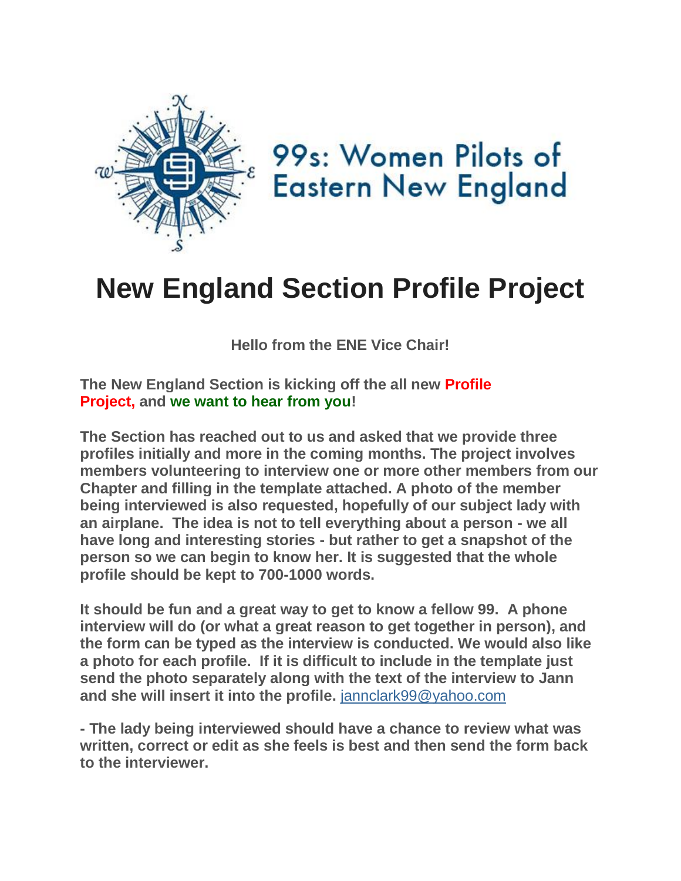99s: Women Pilots of Eastern New England

# New England Section Profile Project

**Hello from the ENE Vice Chair!**

**The New England Section is kicking off the all new Profile Project, and we want to hear from you!**

**The Section has reached out to us and asked that we provide three profiles initially and more in the coming months. The project involves members volunteering to interview one or more other members from our Chapter and filling in the template attached. A photo of the member being interviewed is also requested, hopefully of our subject lady with an airplane. The idea is not to tell everything about a person - we all have long and interesting stories - but rather to get a snapshot of the person so we can begin to know her. It is suggested that the whole profile should be kept to 700-1000 words.**

**It should be fun and a great way to get to know a fellow 99. A phone interview will do (or what a great reason to get together in person), and the form can be typed as the interview is conducted. We would also like a photo for each profile. If it is difficult to include in the template just send the photo separately along with the text of the interview to Jann and she will insert it into the profile.** jannclark99@yahoo.com

**- The lady being interviewed should have a chance to review what was written, correct or edit as she feels is best and then send the form back to the interviewer.**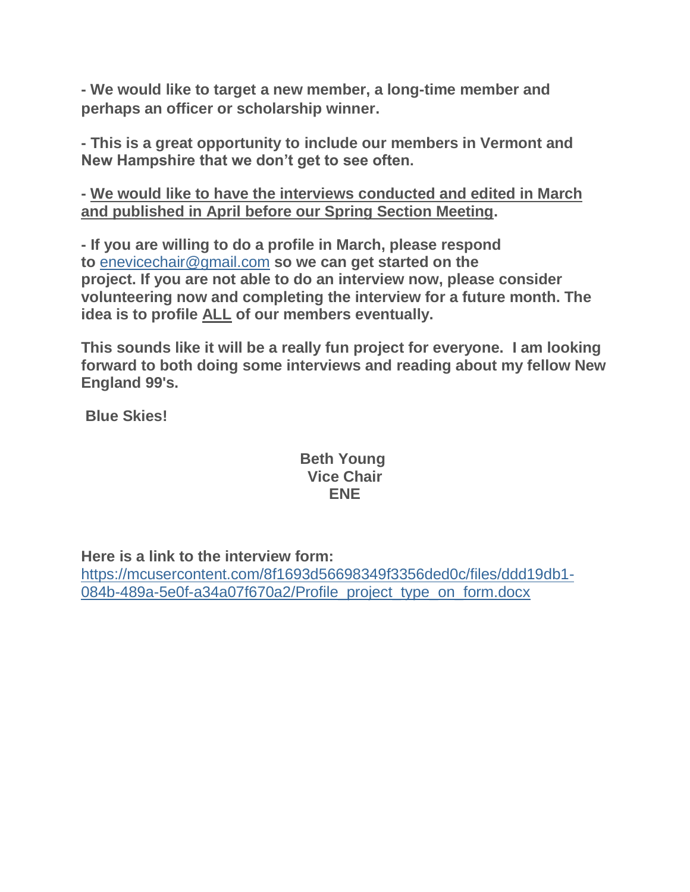**- We would like to target a new member, a long-time member and perhaps an officer or scholarship winner.**

**- This is a great opportunity to include our members in Vermont and New Hampshire that we don't get to see often.**

**- <u>We would like to have the interviews conducted and edited in March and published in April before our Spring Section Meeting</u>.**

**- If you are willing to do a profile in March, please respond to [enevicechair@gmail.com](mailto:enevicechair@gmail.com) so we can get started on the project. If you are not able to do an interview now, please consider volunteering now and completing the interview for a future month. The idea is to profile <u>ALL</u> of our members eventually.**

**This sounds like it will be a really fun project for everyone. I am looking forward to both doing some interviews and reading about my fellow New England 99's.**

**Blue Skies!**

**Beth Young**
**Vice Chair**
**ENE**

**Here is a link to the interview form:**
[https://mcusercontent.com/8f1693d56698349f3356ded0c/files/ddd19db1-084b-489a-5e0f-a34a07f670a2/Profile_project_type_on_form.docx](https://mcusercontent.com/8f1693d56698349f3356ded0c/files/ddd19db1-084b-489a-5e0f-a34a07f670a2/Profile_project_type_on_form.docx)